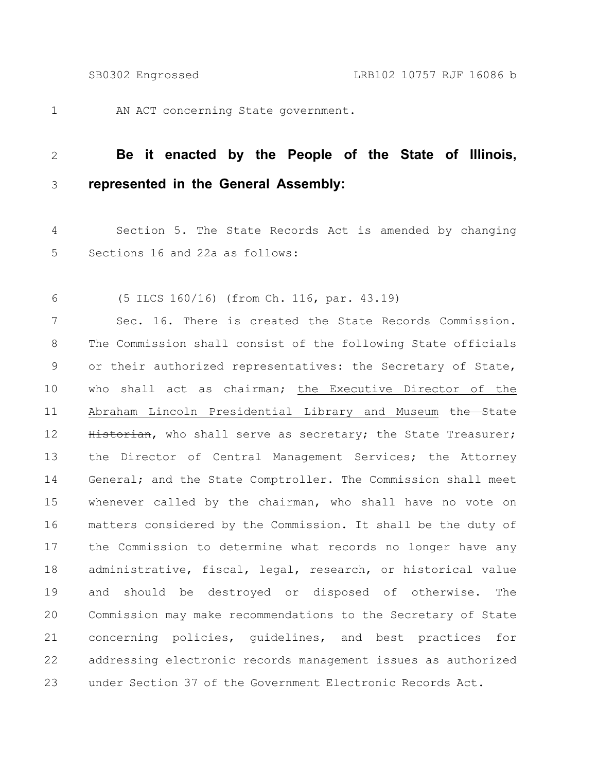AN ACT concerning State government.

**Be it enacted by the People of the State of Illinois, represented in the General Assembly:**

Section 5. The State Records Act is amended by changing Sections 16 and 22a as follows:

(5 ILCS 160/16) (from Ch. 116, par. 43.19)

Sec. 16. There is created the State Records Commission. The Commission shall consist of the following State officials or their authorized representatives: the Secretary of State, who shall act as chairman; <u>the Executive Director of the Abraham Lincoln Presidential Library and Museum</u> ~~the State Historian~~, who shall serve as secretary; the State Treasurer; the Director of Central Management Services; the Attorney General; and the State Comptroller. The Commission shall meet whenever called by the chairman, who shall have no vote on matters considered by the Commission. It shall be the duty of the Commission to determine what records no longer have any administrative, fiscal, legal, research, or historical value and should be destroyed or disposed of otherwise. The Commission may make recommendations to the Secretary of State concerning policies, guidelines, and best practices for addressing electronic records management issues as authorized under Section 37 of the Government Electronic Records Act.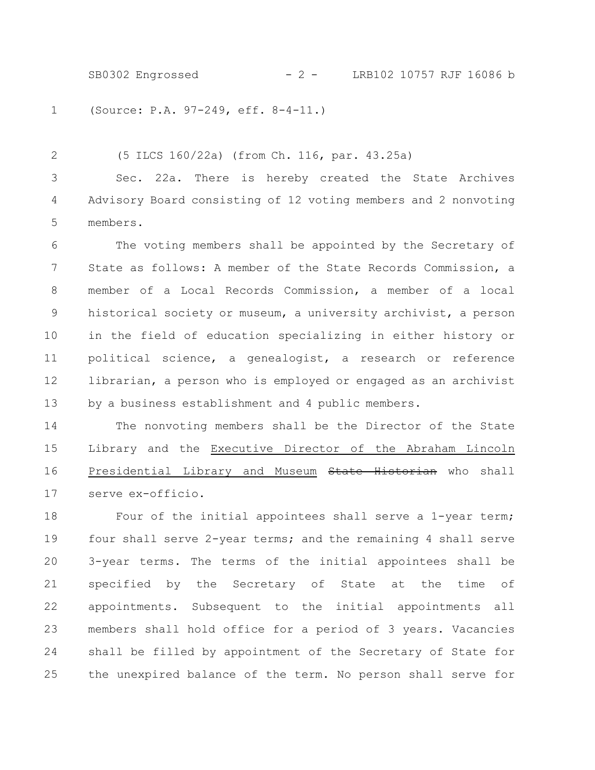(Source: P.A. 97-249, eff. 8-4-11.)

(5 ILCS 160/22a) (from Ch. 116, par. 43.25a)

Sec. 22a. There is hereby created the State Archives Advisory Board consisting of 12 voting members and 2 nonvoting members.

The voting members shall be appointed by the Secretary of State as follows: A member of the State Records Commission, a member of a Local Records Commission, a member of a local historical society or museum, a university archivist, a person in the field of education specializing in either history or political science, a genealogist, a research or reference librarian, a person who is employed or engaged as an archivist by a business establishment and 4 public members.

The nonvoting members shall be the Director of the State Library and the <u>Executive Director of the Abraham Lincoln Presidential Library and Museum</u> ~~State Historian~~ who shall serve ex-officio.

Four of the initial appointees shall serve a 1-year term; four shall serve 2-year terms; and the remaining 4 shall serve 3-year terms. The terms of the initial appointees shall be specified by the Secretary of State at the time of appointments. Subsequent to the initial appointments all members shall hold office for a period of 3 years. Vacancies shall be filled by appointment of the Secretary of State for the unexpired balance of the term. No person shall serve for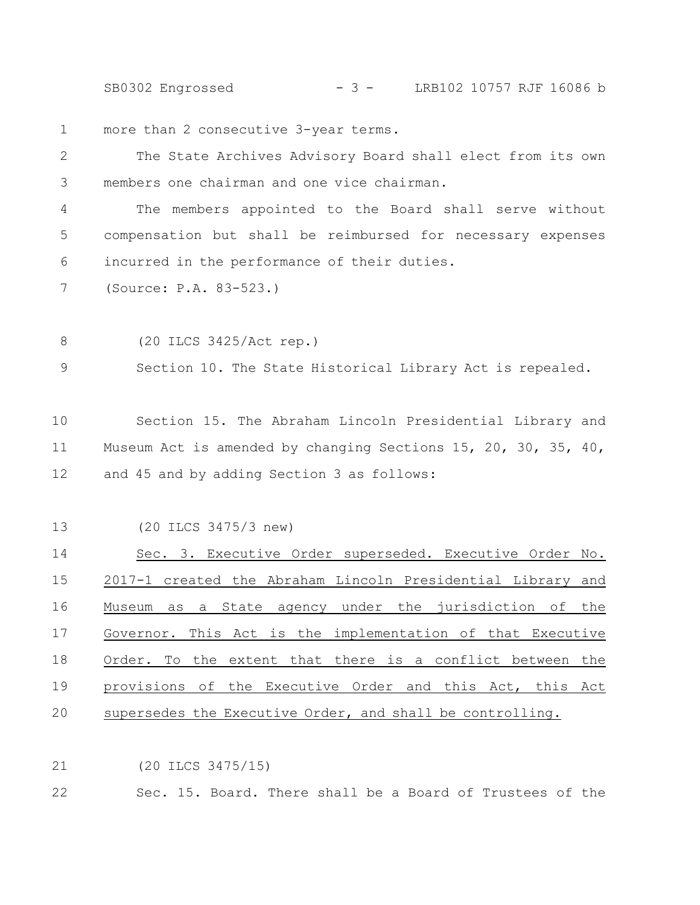more than 2 consecutive 3-year terms.

The State Archives Advisory Board shall elect from its own members one chairman and one vice chairman.

The members appointed to the Board shall serve without compensation but shall be reimbursed for necessary expenses incurred in the performance of their duties.

(Source: P.A. 83-523.)

(20 ILCS 3425/Act rep.)

Section 10. The State Historical Library Act is repealed.

Section 15. The Abraham Lincoln Presidential Library and Museum Act is amended by changing Sections 15, 20, 30, 35, 40, and 45 and by adding Section 3 as follows:

(20 ILCS 3475/3 new)

Sec. 3. Executive Order superseded. Executive Order No. 2017-1 created the Abraham Lincoln Presidential Library and Museum as a State agency under the jurisdiction of the Governor. This Act is the implementation of that Executive Order. To the extent that there is a conflict between the provisions of the Executive Order and this Act, this Act supersedes the Executive Order, and shall be controlling.

(20 ILCS 3475/15)

Sec. 15. Board. There shall be a Board of Trustees of the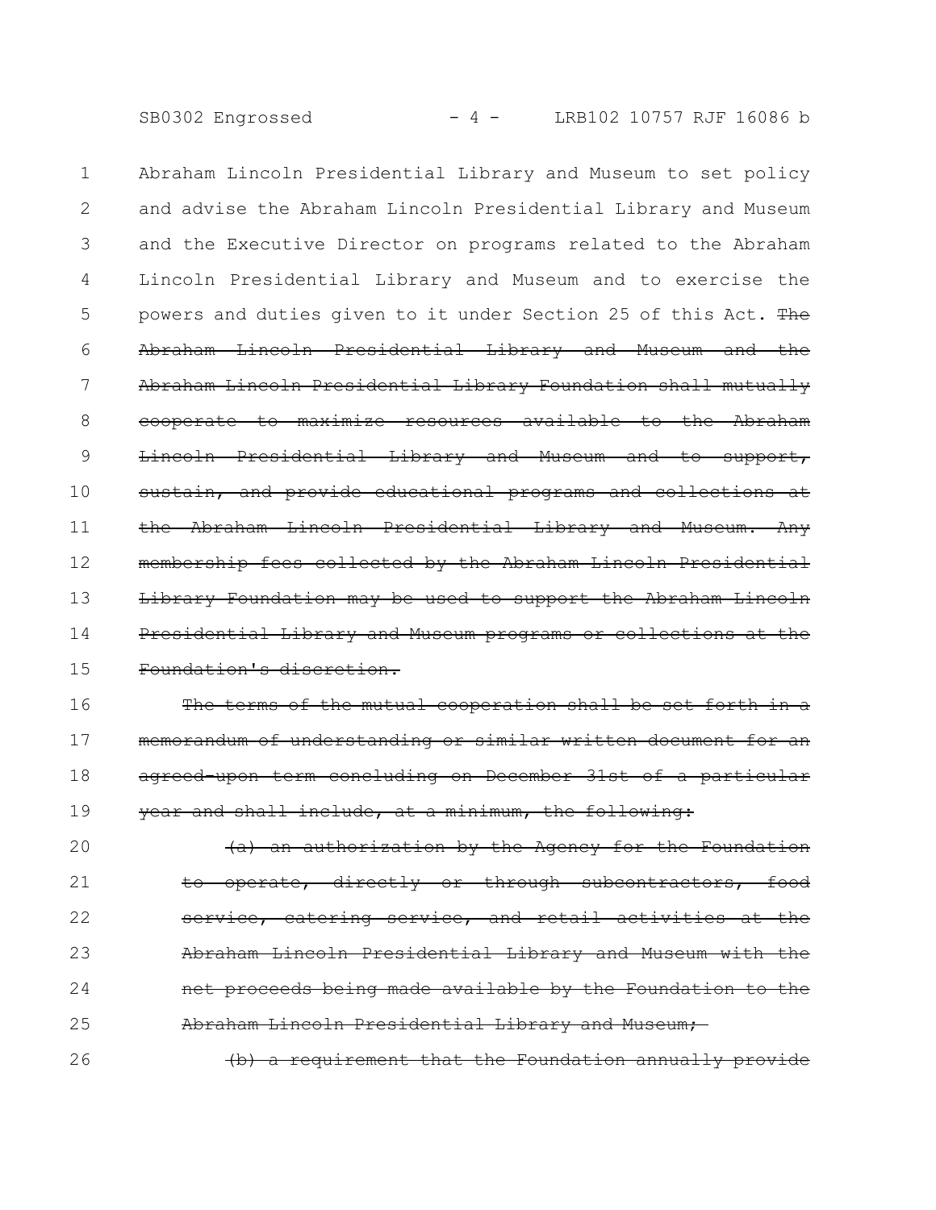Abraham Lincoln Presidential Library and Museum to set policy and advise the Abraham Lincoln Presidential Library and Museum and the Executive Director on programs related to the Abraham Lincoln Presidential Library and Museum and to exercise the powers and duties given to it under Section 25 of this Act. ~~The Abraham Lincoln Presidential Library and Museum and the Abraham Lincoln Presidential Library Foundation shall mutually cooperate to maximize resources available to the Abraham Lincoln Presidential Library and Museum and to support, sustain, and provide educational programs and collections at the Abraham Lincoln Presidential Library and Museum. Any membership fees collected by the Abraham Lincoln Presidential Library Foundation may be used to support the Abraham Lincoln Presidential Library and Museum programs or collections at the Foundation's discretion.~~

~~The terms of the mutual cooperation shall be set forth in a memorandum of understanding or similar written document for an agreed-upon term concluding on December 31st of a particular year and shall include, at a minimum, the following:~~

~~(a) an authorization by the Agency for the Foundation to operate, directly or through subcontractors, food service, catering service, and retail activities at the Abraham Lincoln Presidential Library and Museum with the net proceeds being made available by the Foundation to the Abraham Lincoln Presidential Library and Museum;~~

~~(b) a requirement that the Foundation annually provide~~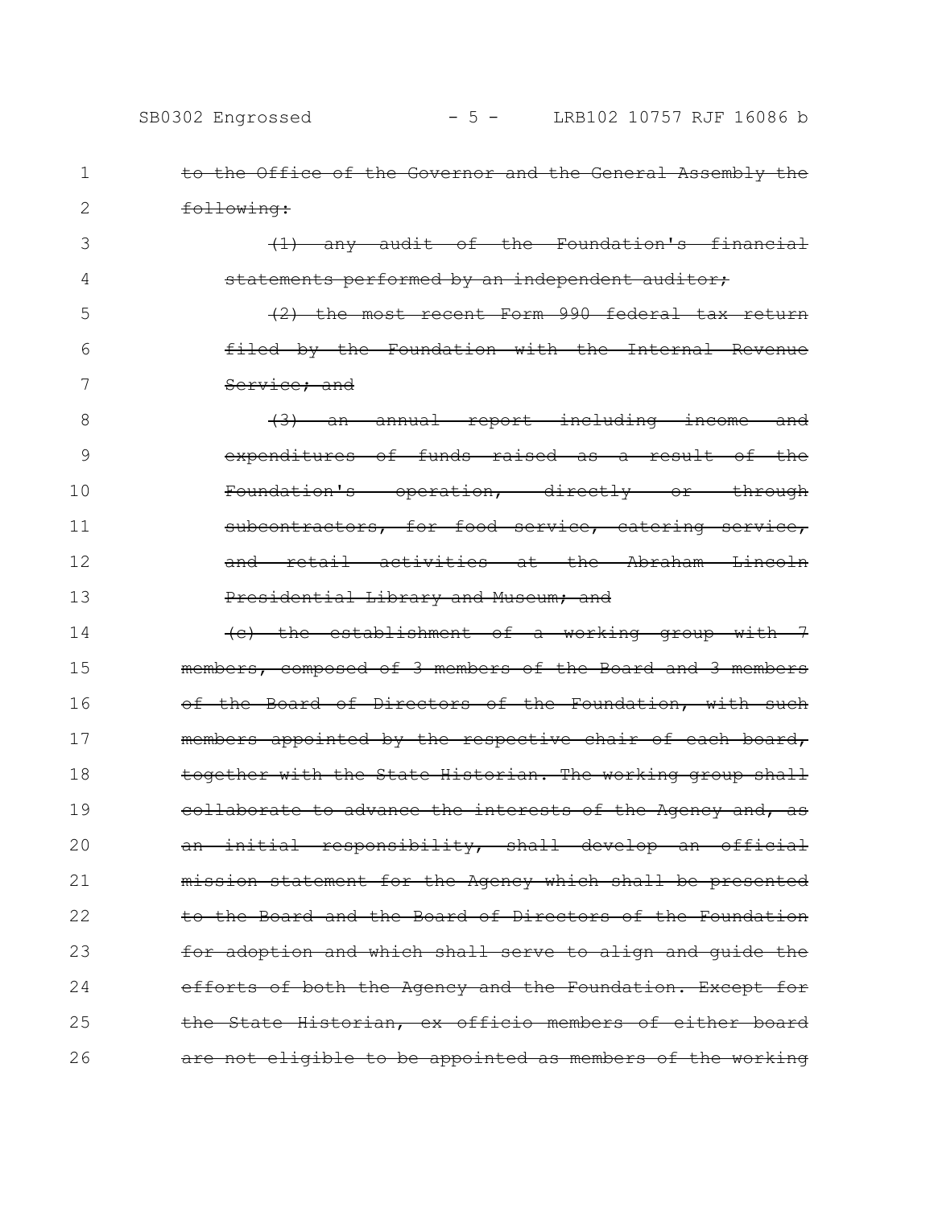~~to the Office of the Governor and the General Assembly the following:~~

~~(1) any audit of the Foundation's financial statements performed by an independent auditor;~~

~~(2) the most recent Form 990 federal tax return filed by the Foundation with the Internal Revenue Service; and~~

~~(3) an annual report including income and expenditures of funds raised as a result of the Foundation's operation, directly or through subcontractors, for food service, catering service, and retail activities at the Abraham Lincoln Presidential Library and Museum; and~~

~~(c) the establishment of a working group with 7 members, composed of 3 members of the Board and 3 members of the Board of Directors of the Foundation, with such members appointed by the respective chair of each board, together with the State Historian. The working group shall collaborate to advance the interests of the Agency and, as an initial responsibility, shall develop an official mission statement for the Agency which shall be presented to the Board and the Board of Directors of the Foundation for adoption and which shall serve to align and guide the efforts of both the Agency and the Foundation. Except for the State Historian, ex officio members of either board are not eligible to be appointed as members of the working~~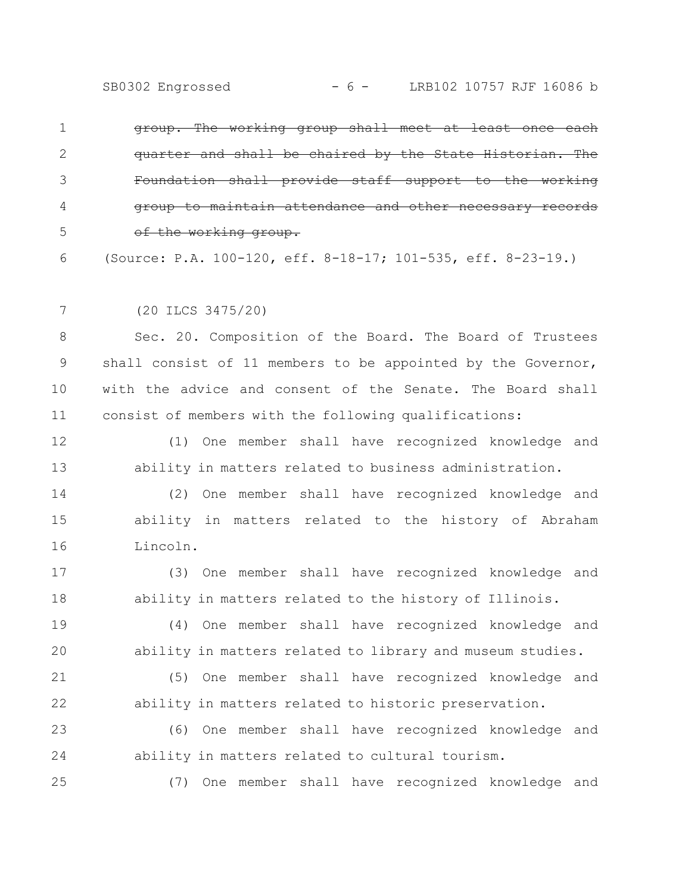~~group. The working group shall meet at least once each quarter and shall be chaired by the State Historian. The Foundation shall provide staff support to the working group to maintain attendance and other necessary records of the working group.~~

(Source: P.A. 100-120, eff. 8-18-17; 101-535, eff. 8-23-19.)

(20 ILCS 3475/20)

Sec. 20. Composition of the Board. The Board of Trustees shall consist of 11 members to be appointed by the Governor, with the advice and consent of the Senate. The Board shall consist of members with the following qualifications:

(1) One member shall have recognized knowledge and ability in matters related to business administration.

(2) One member shall have recognized knowledge and ability in matters related to the history of Abraham Lincoln.

(3) One member shall have recognized knowledge and ability in matters related to the history of Illinois.

(4) One member shall have recognized knowledge and ability in matters related to library and museum studies.

(5) One member shall have recognized knowledge and ability in matters related to historic preservation.

(6) One member shall have recognized knowledge and ability in matters related to cultural tourism.

(7) One member shall have recognized knowledge and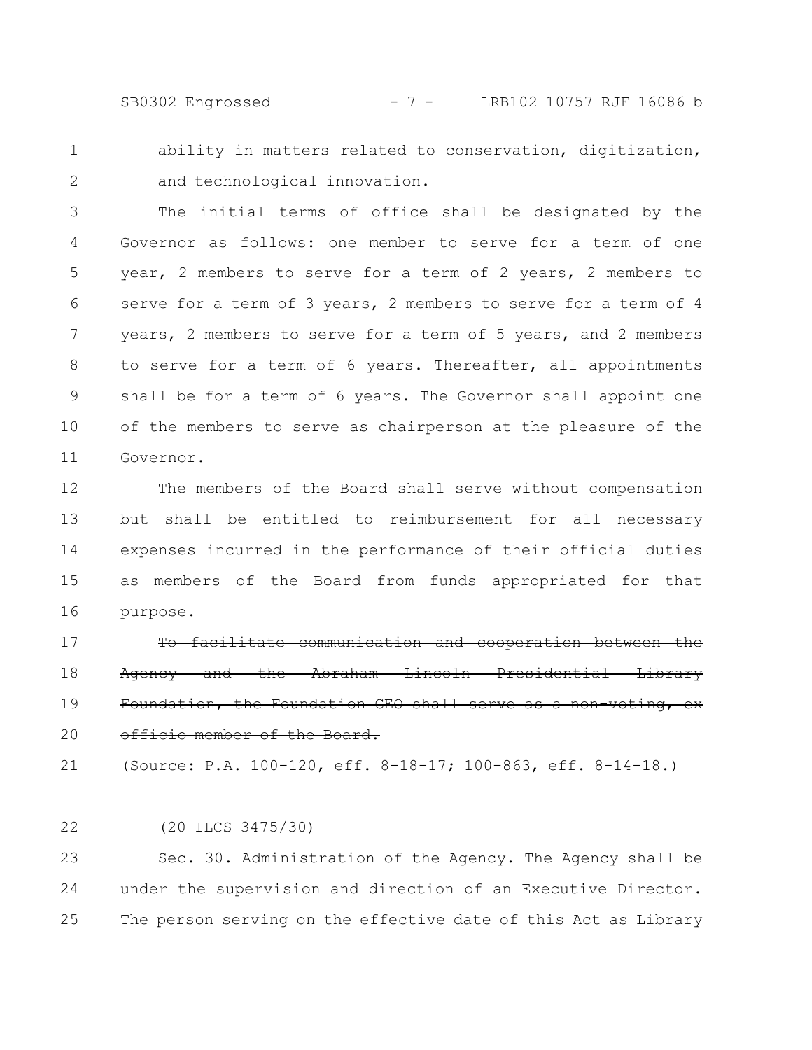ability in matters related to conservation, digitization, and technological innovation.

The initial terms of office shall be designated by the Governor as follows: one member to serve for a term of one year, 2 members to serve for a term of 2 years, 2 members to serve for a term of 3 years, 2 members to serve for a term of 4 years, 2 members to serve for a term of 5 years, and 2 members to serve for a term of 6 years. Thereafter, all appointments shall be for a term of 6 years. The Governor shall appoint one of the members to serve as chairperson at the pleasure of the Governor.

The members of the Board shall serve without compensation but shall be entitled to reimbursement for all necessary expenses incurred in the performance of their official duties as members of the Board from funds appropriated for that purpose.

~~To facilitate communication and cooperation between the Agency and the Abraham Lincoln Presidential Library Foundation, the Foundation CEO shall serve as a non-voting, ex officio member of the Board.~~

(Source: P.A. 100-120, eff. 8-18-17; 100-863, eff. 8-14-18.)

(20 ILCS 3475/30)

Sec. 30. Administration of the Agency. The Agency shall be under the supervision and direction of an Executive Director. The person serving on the effective date of this Act as Library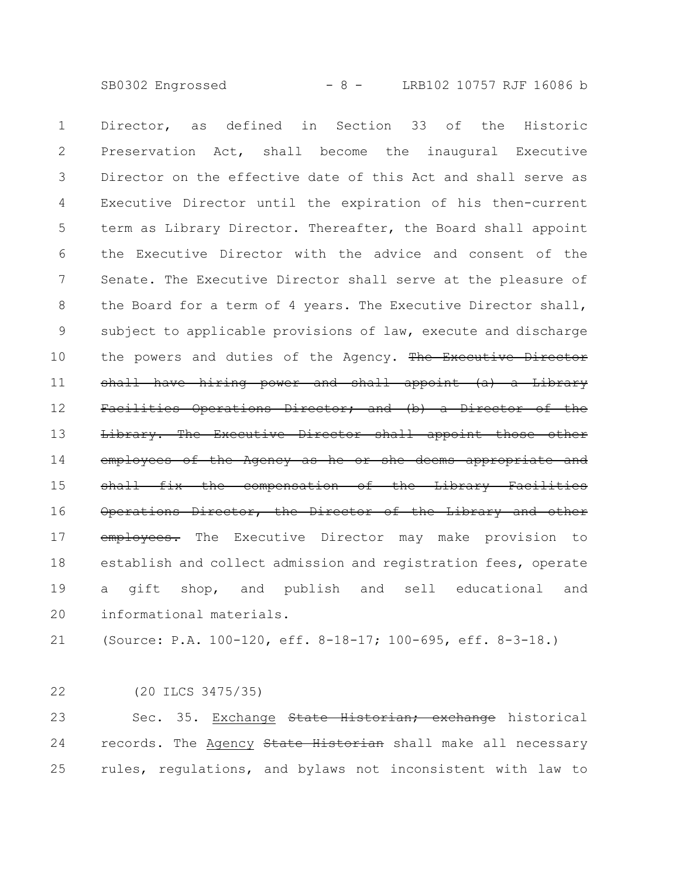Director, as defined in Section 33 of the Historic Preservation Act, shall become the inaugural Executive Director on the effective date of this Act and shall serve as Executive Director until the expiration of his then-current term as Library Director. Thereafter, the Board shall appoint the Executive Director with the advice and consent of the Senate. The Executive Director shall serve at the pleasure of the Board for a term of 4 years. The Executive Director shall, subject to applicable provisions of law, execute and discharge the powers and duties of the Agency. ~~The Executive Director shall have hiring power and shall appoint (a) a Library Facilities Operations Director; and (b) a Director of the Library. The Executive Director shall appoint those other employees of the Agency as he or she deems appropriate and shall fix the compensation of the Library Facilities Operations Director, the Director of the Library and other employees.~~ The Executive Director may make provision to establish and collect admission and registration fees, operate a gift shop, and publish and sell educational and informational materials.

(Source: P.A. 100-120, eff. 8-18-17; 100-695, eff. 8-3-18.)

(20 ILCS 3475/35)

Sec. 35. Exchange ~~State Historian; exchange~~ historical records. The Agency ~~State Historian~~ shall make all necessary rules, regulations, and bylaws not inconsistent with law to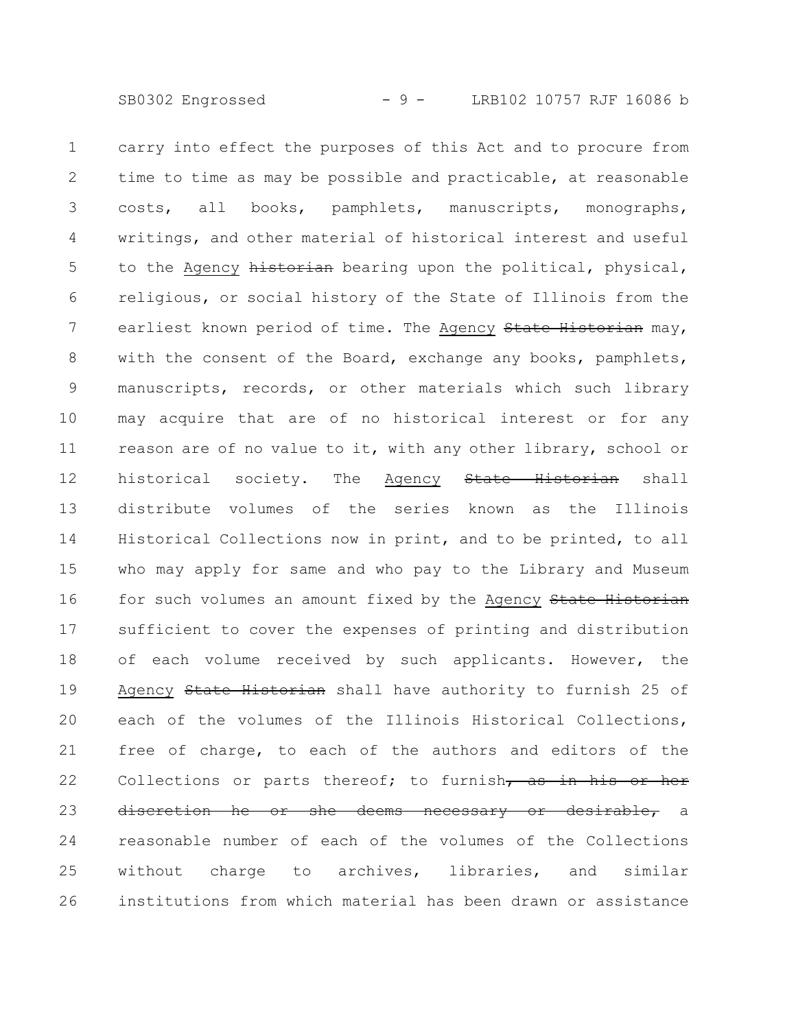carry into effect the purposes of this Act and to procure from time to time as may be possible and practicable, at reasonable costs, all books, pamphlets, manuscripts, monographs, writings, and other material of historical interest and useful to the <u>Agency</u> ~~historian~~ bearing upon the political, physical, religious, or social history of the State of Illinois from the earliest known period of time. The <u>Agency</u> ~~State Historian~~ may, with the consent of the Board, exchange any books, pamphlets, manuscripts, records, or other materials which such library may acquire that are of no historical interest or for any reason are of no value to it, with any other library, school or historical society. The <u>Agency</u> ~~State Historian~~ shall distribute volumes of the series known as the Illinois Historical Collections now in print, and to be printed, to all who may apply for same and who pay to the Library and Museum for such volumes an amount fixed by the <u>Agency</u> ~~State Historian~~ sufficient to cover the expenses of printing and distribution of each volume received by such applicants. However, the <u>Agency</u> ~~State Historian~~ shall have authority to furnish 25 of each of the volumes of the Illinois Historical Collections, free of charge, to each of the authors and editors of the Collections or parts thereof; to furnish~~, as in his or her discretion he or she deems necessary or desirable,~~ a reasonable number of each of the volumes of the Collections without charge to archives, libraries, and similar institutions from which material has been drawn or assistance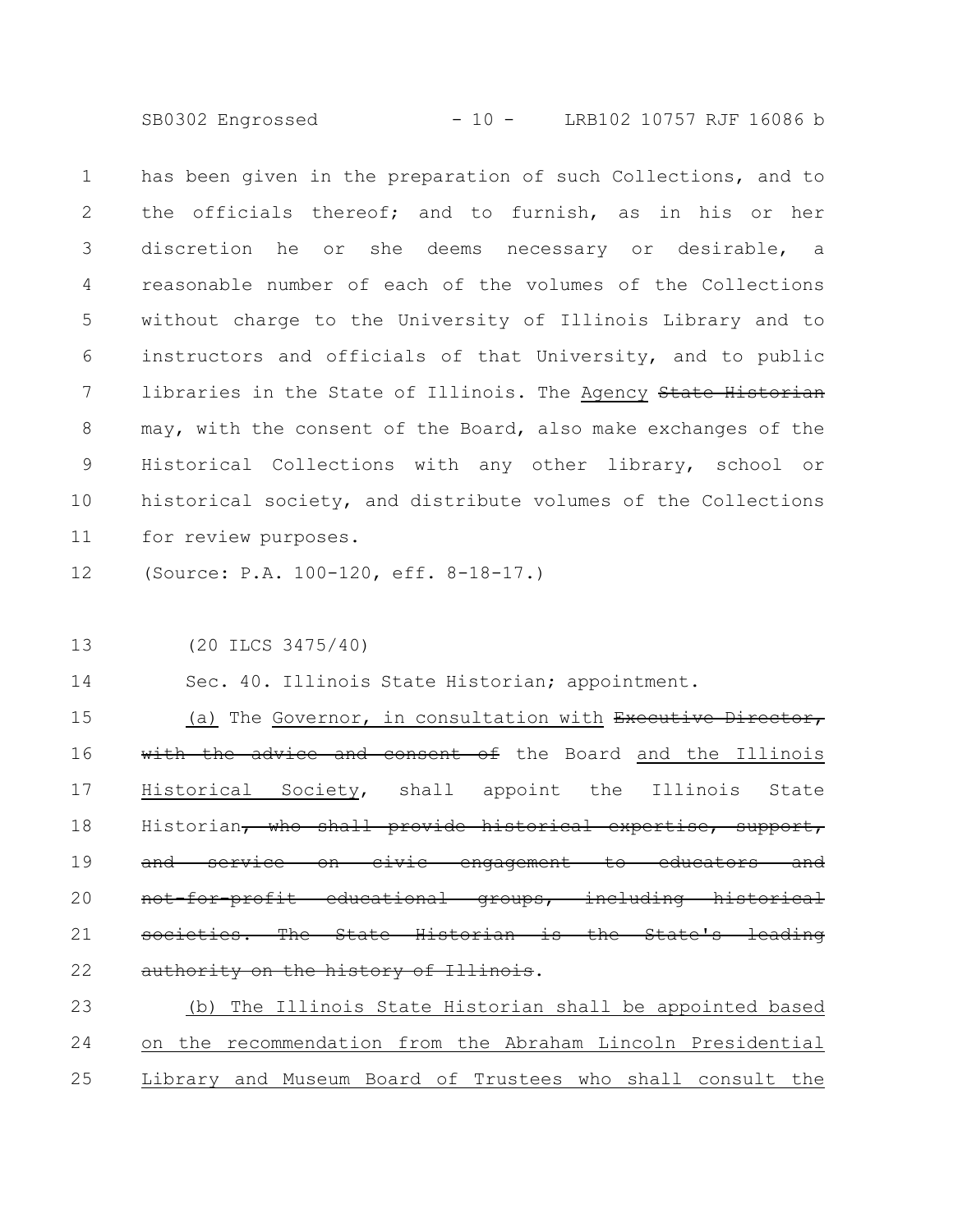has been given in the preparation of such Collections, and to the officials thereof; and to furnish, as in his or her discretion he or she deems necessary or desirable, a reasonable number of each of the volumes of the Collections without charge to the University of Illinois Library and to instructors and officials of that University, and to public libraries in the State of Illinois. The <u>Agency</u> ~~State Historian~~ may, with the consent of the Board, also make exchanges of the Historical Collections with any other library, school or historical society, and distribute volumes of the Collections for review purposes.

(Source: P.A. 100-120, eff. 8-18-17.)

(20 ILCS 3475/40)

Sec. 40. Illinois State Historian; appointment.

<u>(a)</u> The <u>Governor, in consultation with</u> ~~Executive Director, with the advice and consent of~~ the Board <u>and the Illinois Historical Society</u>, shall appoint the Illinois State Historian~~, who shall provide historical expertise, support, and service on civic engagement to educators and not-for-profit educational groups, including historical societies. The State Historian is the State's leading authority on the history of Illinois~~.

<u>(b) The Illinois State Historian shall be appointed based on the recommendation from the Abraham Lincoln Presidential Library and Museum Board of Trustees who shall consult the</u>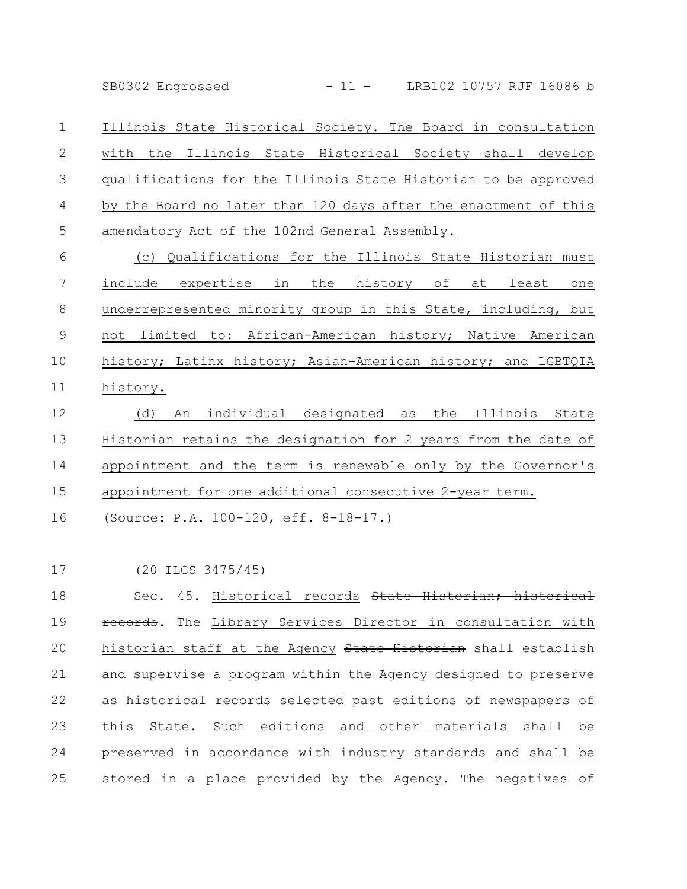Illinois State Historical Society. The Board in consultation with the Illinois State Historical Society shall develop qualifications for the Illinois State Historian to be approved by the Board no later than 120 days after the enactment of this amendatory Act of the 102nd General Assembly.

(c) Qualifications for the Illinois State Historian must include expertise in the history of at least one underrepresented minority group in this State, including, but not limited to: African-American history; Native American history; Latinx history; Asian-American history; and LGBTQIA history.

(d) An individual designated as the Illinois State Historian retains the designation for 2 years from the date of appointment and the term is renewable only by the Governor's appointment for one additional consecutive 2-year term.

(Source: P.A. 100-120, eff. 8-18-17.)

(20 ILCS 3475/45)

Sec. 45. Historical records ~~State Historian; historical records~~. The Library Services Director in consultation with historian staff at the Agency ~~State Historian~~ shall establish and supervise a program within the Agency designed to preserve as historical records selected past editions of newspapers of this State. Such editions and other materials shall be preserved in accordance with industry standards and shall be stored in a place provided by the Agency. The negatives of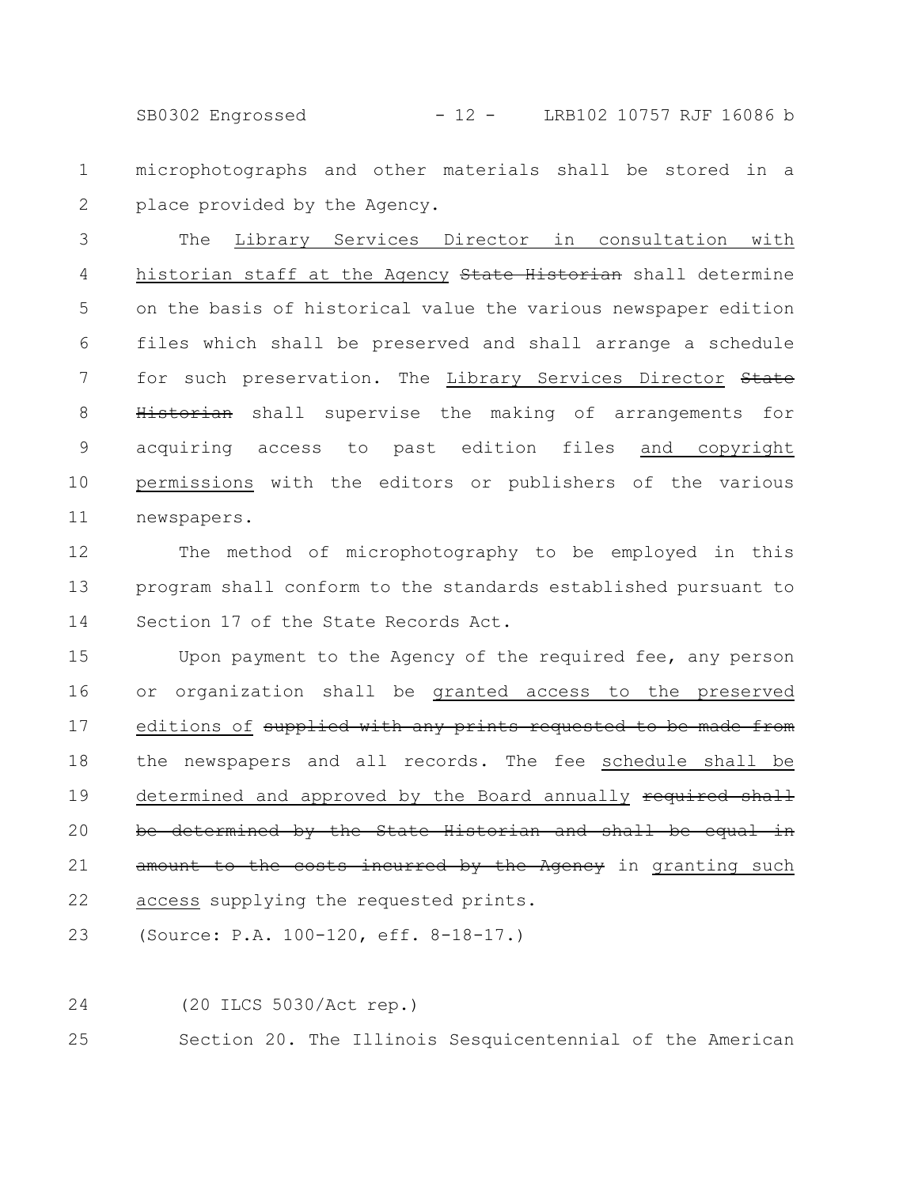microphotographs and other materials shall be stored in a place provided by the Agency.

The Library Services Director in consultation with historian staff at the Agency ~~State Historian~~ shall determine on the basis of historical value the various newspaper edition files which shall be preserved and shall arrange a schedule for such preservation. The Library Services Director ~~State Historian~~ shall supervise the making of arrangements for acquiring access to past edition files and copyright permissions with the editors or publishers of the various newspapers.

The method of microphotography to be employed in this program shall conform to the standards established pursuant to Section 17 of the State Records Act.

Upon payment to the Agency of the required fee, any person or organization shall be granted access to the preserved editions of ~~supplied with any prints requested to be made from~~ the newspapers and all records. The fee schedule shall be determined and approved by the Board annually ~~required shall be determined by the State Historian and shall be equal in amount to the costs incurred by the Agency~~ in granting such access supplying the requested prints.

(Source: P.A. 100-120, eff. 8-18-17.)

(20 ILCS 5030/Act rep.)

Section 20. The Illinois Sesquicentennial of the American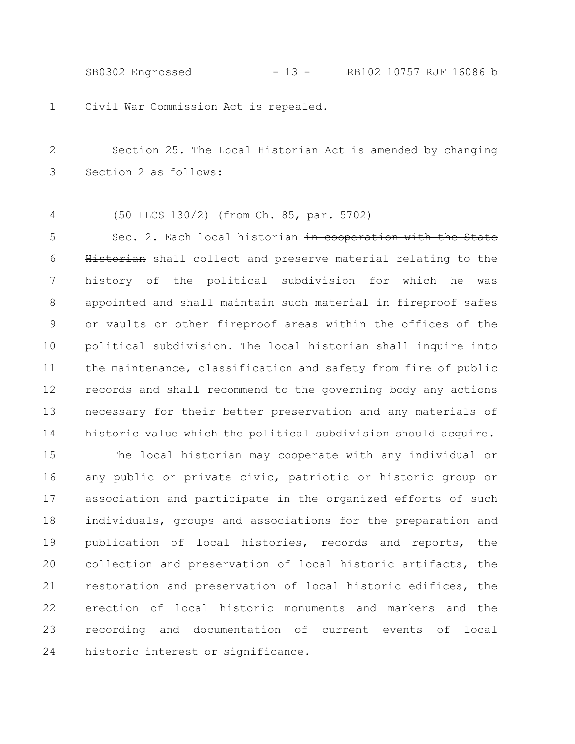Civil War Commission Act is repealed.

Section 25. The Local Historian Act is amended by changing Section 2 as follows:

(50 ILCS 130/2) (from Ch. 85, par. 5702)

Sec. 2. Each local historian ~~in cooperation with the State Historian~~ shall collect and preserve material relating to the history of the political subdivision for which he was appointed and shall maintain such material in fireproof safes or vaults or other fireproof areas within the offices of the political subdivision. The local historian shall inquire into the maintenance, classification and safety from fire of public records and shall recommend to the governing body any actions necessary for their better preservation and any materials of historic value which the political subdivision should acquire.

The local historian may cooperate with any individual or any public or private civic, patriotic or historic group or association and participate in the organized efforts of such individuals, groups and associations for the preparation and publication of local histories, records and reports, the collection and preservation of local historic artifacts, the restoration and preservation of local historic edifices, the erection of local historic monuments and markers and the recording and documentation of current events of local historic interest or significance.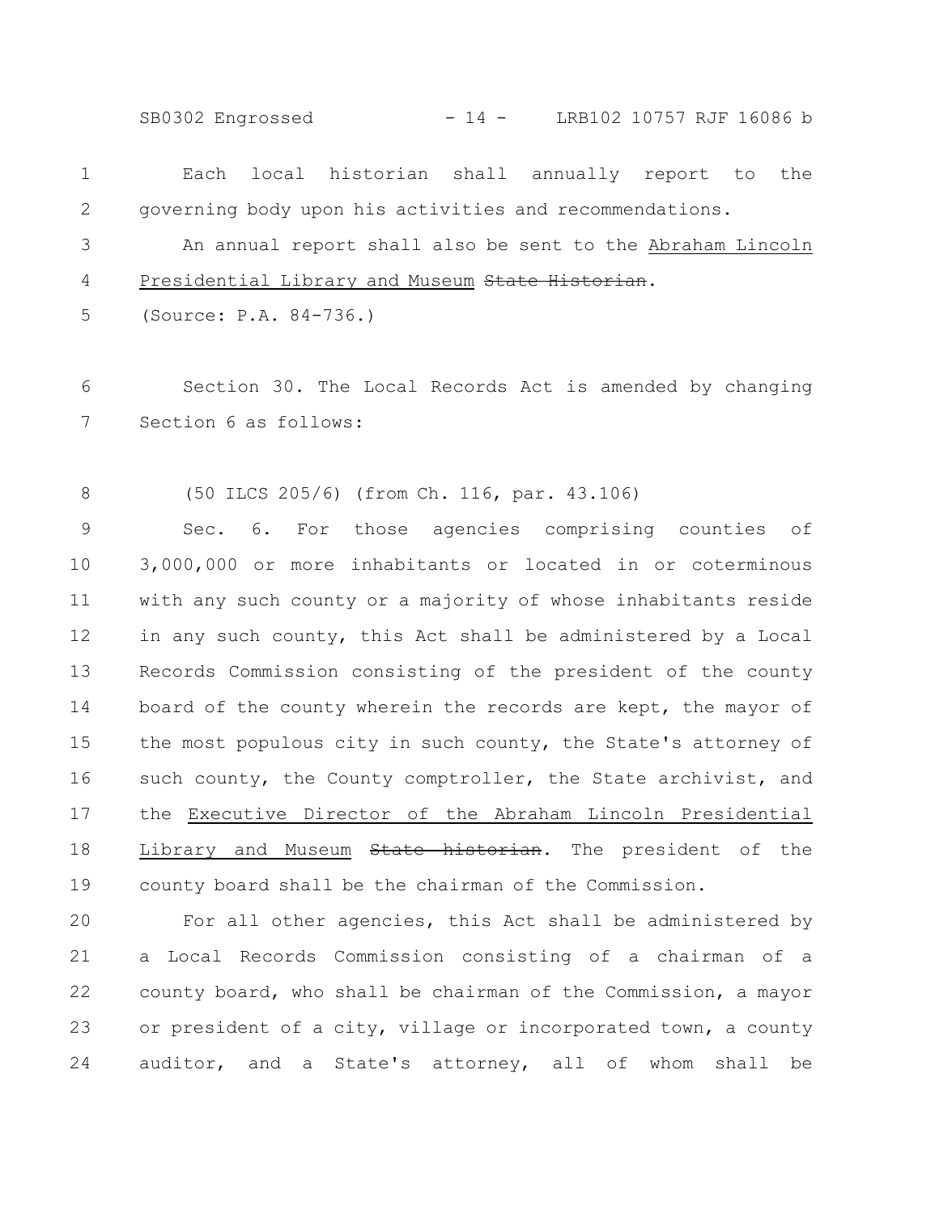Each local historian shall annually report to the governing body upon his activities and recommendations.

An annual report shall also be sent to the Abraham Lincoln Presidential Library and Museum ~~State Historian~~.

(Source: P.A. 84-736.)

Section 30. The Local Records Act is amended by changing Section 6 as follows:

(50 ILCS 205/6) (from Ch. 116, par. 43.106)

Sec. 6. For those agencies comprising counties of 3,000,000 or more inhabitants or located in or coterminous with any such county or a majority of whose inhabitants reside in any such county, this Act shall be administered by a Local Records Commission consisting of the president of the county board of the county wherein the records are kept, the mayor of the most populous city in such county, the State's attorney of such county, the County comptroller, the State archivist, and the Executive Director of the Abraham Lincoln Presidential Library and Museum ~~State historian~~. The president of the county board shall be the chairman of the Commission.

For all other agencies, this Act shall be administered by a Local Records Commission consisting of a chairman of a county board, who shall be chairman of the Commission, a mayor or president of a city, village or incorporated town, a county auditor, and a State's attorney, all of whom shall be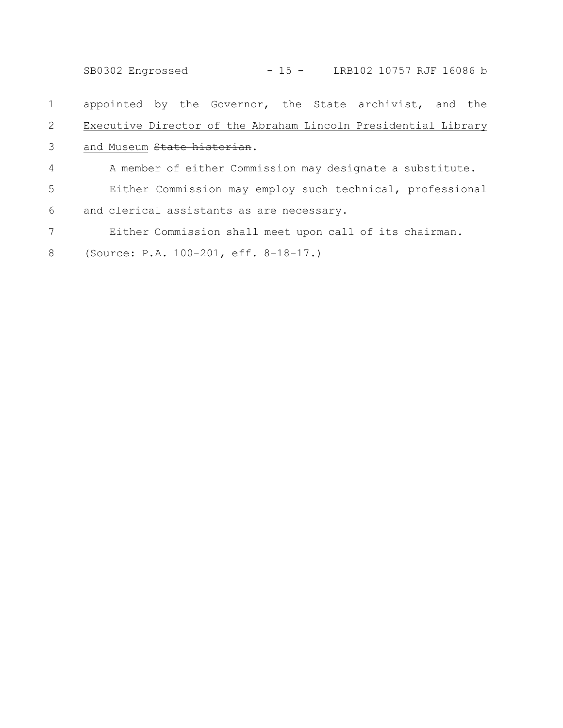appointed by the Governor, the State archivist, and the <u>Executive Director of the Abraham Lincoln Presidential Library and Museum</u> ~~State historian~~.

A member of either Commission may designate a substitute.

Either Commission may employ such technical, professional and clerical assistants as are necessary.

Either Commission shall meet upon call of its chairman.

(Source: P.A. 100-201, eff. 8-18-17.)